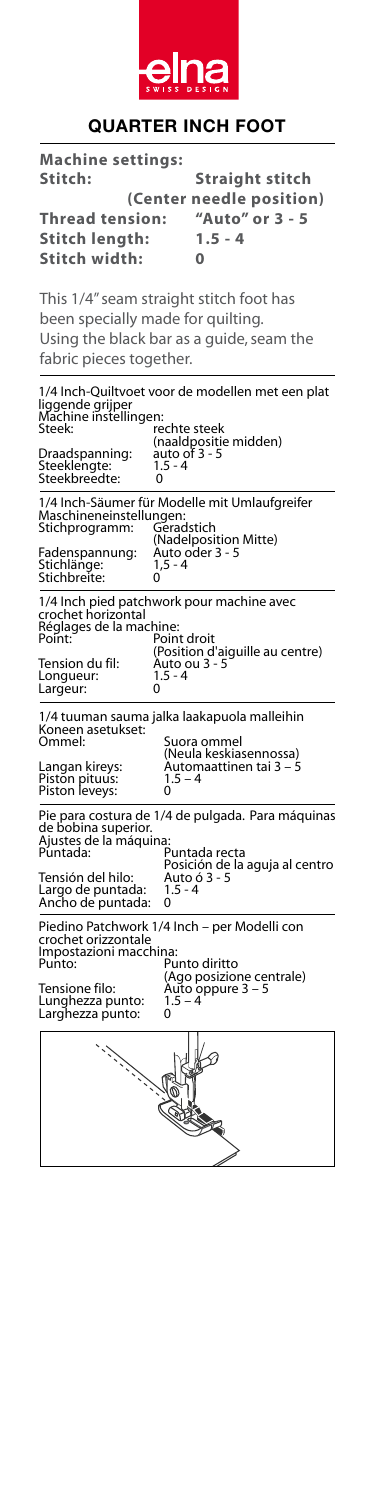elna
SWISS DESIGN

## QUARTER INCH FOOT

**Machine settings:**

| | |
|---|---|
| **Stitch:** | **Straight stitch (Center needle position)** |
| **Thread tension:** | **"Auto" or 3 - 5** |
| **Stitch length:** | **1.5 - 4** |
| **Stitch width:** | **0** |

This 1/4" seam straight stitch foot has been specially made for quilting. Using the black bar as a guide, seam the fabric pieces together.

1/4 Inch-Quiltvoet voor de modellen met een plat liggende grijper
Machine instellingen:

| | |
|---|---|
| Steek: | rechte steek (naaldpositie midden) |
| Draadspanning: | auto of 3 - 5 |
| Steeklengte: | 1.5 - 4 |
| Steekbreedte: | 0 |

1/4 Inch-Säumer für Modelle mit Umlaufgreifer
Maschineneinstellungen:

| | |
|---|---|
| Stichprogramm: | Geradstich (Nadelposition Mitte) |
| Fadenspannung: | Auto oder 3 - 5 |
| Stichlänge: | 1,5 - 4 |
| Stichbreite: | 0 |

1/4 Inch pied patchwork pour machine avec crochet horizontal
Réglages de la machine:

| | |
|---|---|
| Point: | Point droit (Position d'aiguille au centre) |
| Tension du fil: | Auto ou 3 - 5 |
| Longueur: | 1.5 - 4 |
| Largeur: | 0 |

1/4 tuuman sauma jalka laakapuola malleihin
Koneen asetukset:

| | |
|---|---|
| Ommel: | Suora ommel (Neula keskiasennossa) |
| Langan kireys: | Automaattinen tai 3 – 5 |
| Piston pituus: | 1.5 – 4 |
| Piston leveys: | 0 |

Pie para costura de 1/4 de pulgada. Para máquinas de bobina superior.
Ajustes de la máquina:

| | |
|---|---|
| Puntada: | Puntada recta Posición de la aguja al centro |
| Tensión del hilo: | Auto ó 3 - 5 |
| Largo de puntada: | 1.5 - 4 |
| Ancho de puntada: | 0 |

Piedino Patchwork 1/4 Inch – per Modelli con crochet orizzontale
Impostazioni macchina:

| | |
|---|---|
| Punto: | Punto diritto (Ago posizione centrale) |
| Tensione filo: | Auto oppure 3 – 5 |
| Lunghezza punto: | 1.5 – 4 |
| Larghezza punto: | 0 |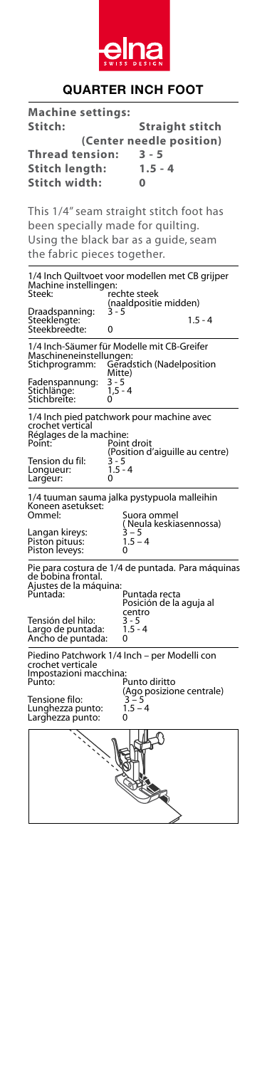elna

SWISS DESIGN

## QUARTER INCH FOOT

**Machine settings:**

| | |
|---|---|
| **Stitch:** | **Straight stitch (Center needle position)** |
| **Thread tension:** | **3 - 5** |
| **Stitch length:** | **1.5 - 4** |
| **Stitch width:** | **0** |

This 1/4" seam straight stitch foot has been specially made for quilting. Using the black bar as a guide, seam the fabric pieces together.

1/4 Inch Quiltvoet voor modellen met CB grijper
Machine instellingen:

| | |
|---|---|
| Steek: | rechte steek (naaldpositie midden) |
| Draadspanning: | 3 - 5 |
| Steeklengte: | 1.5 - 4 |
| Steekbreedte: | 0 |

1/4 Inch-Säumer für Modelle mit CB-Greifer
Maschineneinstellungen:

| | |
|---|---|
| Stichprogramm: | Geradstich (Nadelposition Mitte) |
| Fadenspannung: | 3 - 5 |
| Stichlänge: | 1,5 - 4 |
| Stichbreite: | 0 |

1/4 Inch pied patchwork pour machine avec crochet vertical
Réglages de la machine:

| | |
|---|---|
| Point: | Point droit (Position d'aiguille au centre) |
| Tension du fil: | 3 - 5 |
| Longueur: | 1.5 - 4 |
| Largeur: | 0 |

1/4 tuuman sauma jalka pystypuola malleihin
Koneen asetukset:

| | |
|---|---|
| Ommel: | Suora ommel ( Neula keskiasennossa) |
| Langan kireys: | 3 – 5 |
| Piston pituus: | 1.5 – 4 |
| Piston leveys: | 0 |

Pie para costura de 1/4 de puntada. Para máquinas de bobina frontal.
Ajustes de la máquina:

| | |
|---|---|
| Puntada: | Puntada recta Posición de la aguja al centro |
| Tensión del hilo: | 3 - 5 |
| Largo de puntada: | 1.5 - 4 |
| Ancho de puntada: | 0 |

Piedino Patchwork 1/4 Inch – per Modelli con crochet verticale
Impostazioni macchina:

| | |
|---|---|
| Punto: | Punto diritto (Ago posizione centrale) |
| Tensione filo: | 3 – 5 |
| Lunghezza punto: | 1.5 – 4 |
| Larghezza punto: | 0 |